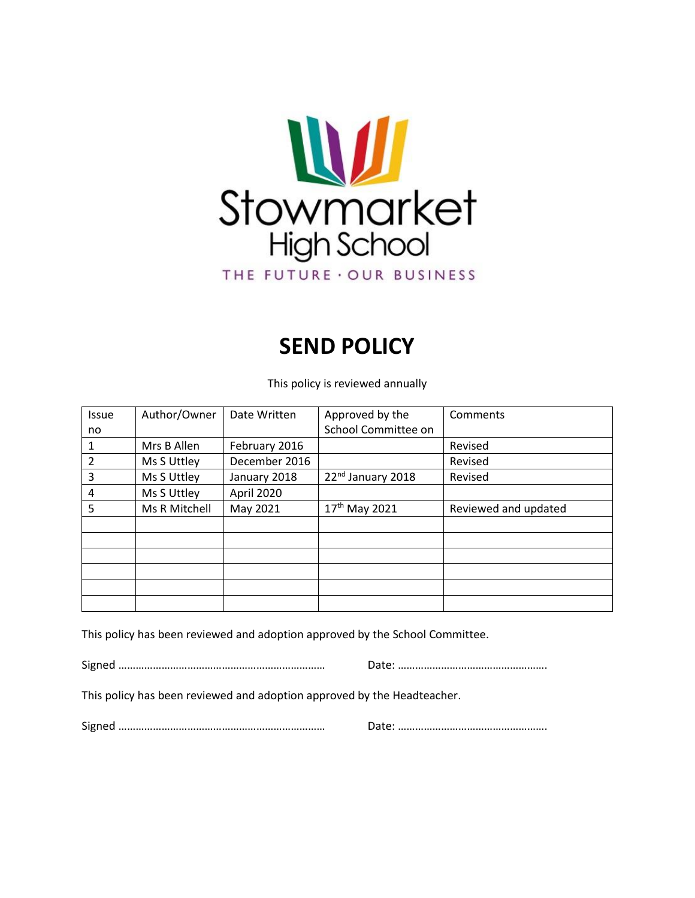Stowmarket
High School
THE FUTURE · OUR BUSINESS

# SEND POLICY

This policy is reviewed annually

| Issue no | Author/Owner | Date Written | Approved by the School Committee on | Comments |
|---|---|---|---|---|
| 1 | Mrs B Allen | February 2016 | | Revised |
| 2 | Ms S Uttley | December 2016 | | Revised |
| 3 | Ms S Uttley | January 2018 | 22nd January 2018 | Revised |
| 4 | Ms S Uttley | April 2020 | | |
| 5 | Ms R Mitchell | May 2021 | 17th May 2021 | Reviewed and updated |
| | | | | |
| | | | | |
| | | | | |
| | | | | |
| | | | | |
| | | | | |

This policy has been reviewed and adoption approved by the School Committee.

Signed ……………………………………………………………… Date: …………………………………………….

This policy has been reviewed and adoption approved by the Headteacher.

Signed ……………………………………………………………… Date: …………………………………………….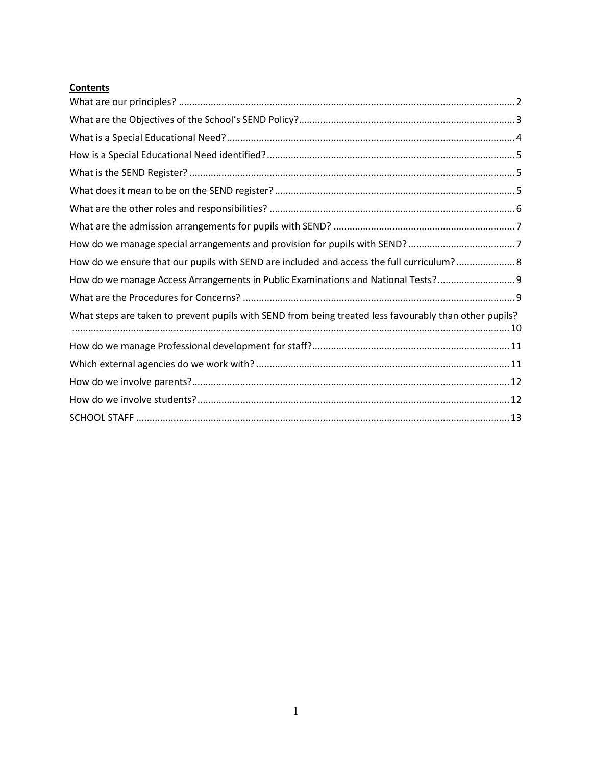**Contents**

What are our principles? ....... 2

What are the Objectives of the School's SEND Policy? ....... 3

What is a Special Educational Need? ....... 4

How is a Special Educational Need identified? ....... 5

What is the SEND Register? ....... 5

What does it mean to be on the SEND register? ....... 5

What are the other roles and responsibilities? ....... 6

What are the admission arrangements for pupils with SEND? ....... 7

How do we manage special arrangements and provision for pupils with SEND? ....... 7

How do we ensure that our pupils with SEND are included and access the full curriculum? ....... 8

How do we manage Access Arrangements in Public Examinations and National Tests? ....... 9

What are the Procedures for Concerns? ....... 9

What steps are taken to prevent pupils with SEND from being treated less favourably than other pupils? ....... 10

How do we manage Professional development for staff? ....... 11

Which external agencies do we work with? ....... 11

How do we involve parents? ....... 12

How do we involve students? ....... 12

SCHOOL STAFF ....... 13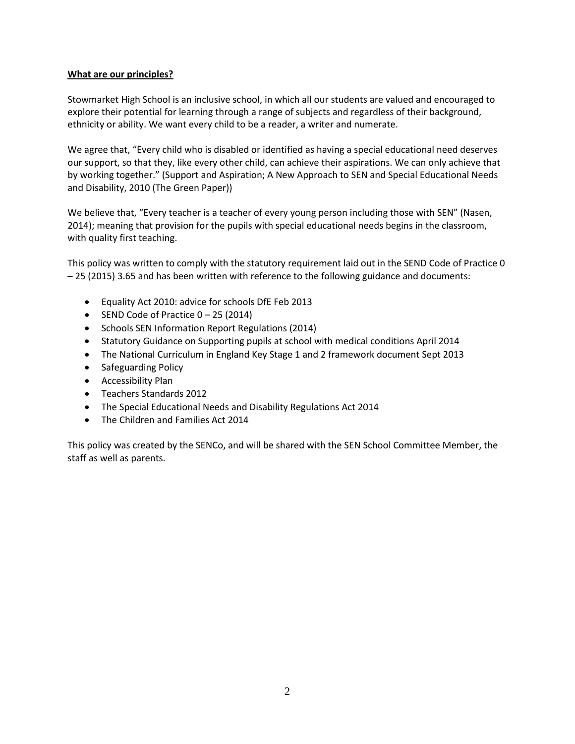## **What are our principles?**

Stowmarket High School is an inclusive school, in which all our students are valued and encouraged to explore their potential for learning through a range of subjects and regardless of their background, ethnicity or ability. We want every child to be a reader, a writer and numerate.

We agree that, "Every child who is disabled or identified as having a special educational need deserves our support, so that they, like every other child, can achieve their aspirations. We can only achieve that by working together." (Support and Aspiration; A New Approach to SEN and Special Educational Needs and Disability, 2010 (The Green Paper))

We believe that, "Every teacher is a teacher of every young person including those with SEN" (Nasen, 2014); meaning that provision for the pupils with special educational needs begins in the classroom, with quality first teaching.

This policy was written to comply with the statutory requirement laid out in the SEND Code of Practice 0 – 25 (2015) 3.65 and has been written with reference to the following guidance and documents:

- Equality Act 2010: advice for schools DfE Feb 2013
- SEND Code of Practice 0 – 25 (2014)
- Schools SEN Information Report Regulations (2014)
- Statutory Guidance on Supporting pupils at school with medical conditions April 2014
- The National Curriculum in England Key Stage 1 and 2 framework document Sept 2013
- Safeguarding Policy
- Accessibility Plan
- Teachers Standards 2012
- The Special Educational Needs and Disability Regulations Act 2014
- The Children and Families Act 2014

This policy was created by the SENCo, and will be shared with the SEN School Committee Member, the staff as well as parents.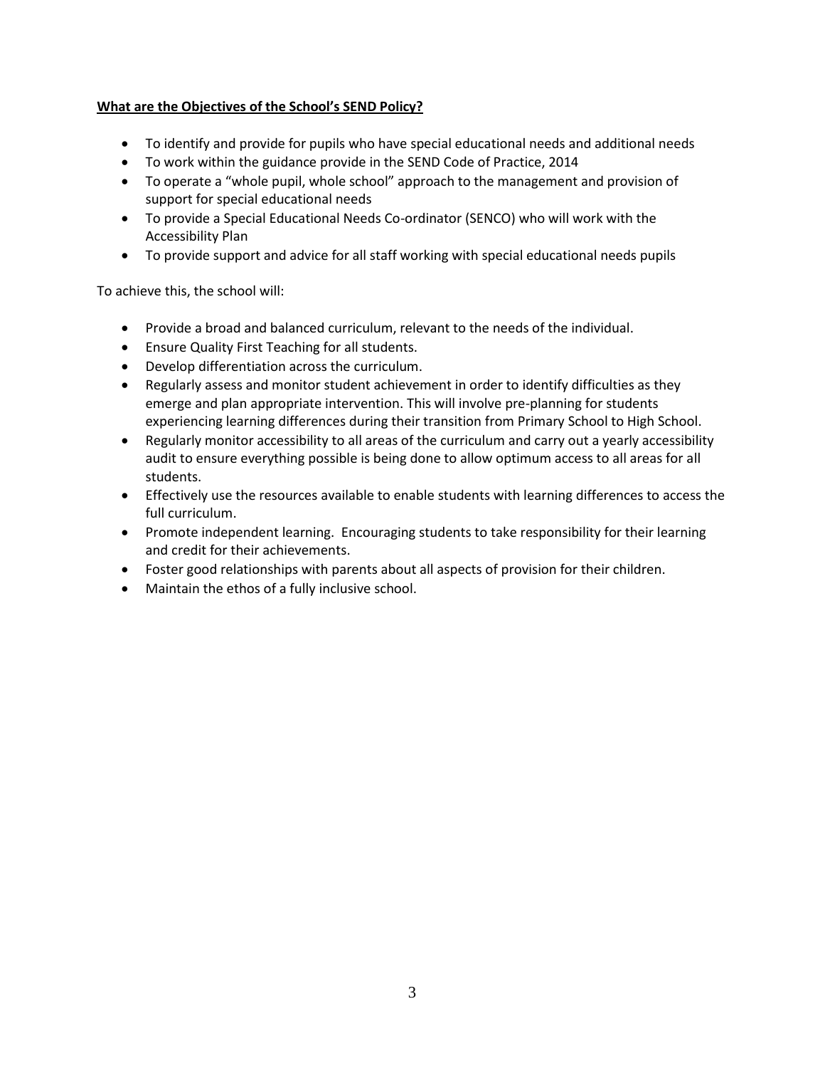**<u>What are the Objectives of the School's SEND Policy?</u>**

- To identify and provide for pupils who have special educational needs and additional needs
- To work within the guidance provide in the SEND Code of Practice, 2014
- To operate a "whole pupil, whole school" approach to the management and provision of support for special educational needs
- To provide a Special Educational Needs Co-ordinator (SENCO) who will work with the Accessibility Plan
- To provide support and advice for all staff working with special educational needs pupils

To achieve this, the school will:

- Provide a broad and balanced curriculum, relevant to the needs of the individual.
- Ensure Quality First Teaching for all students.
- Develop differentiation across the curriculum.
- Regularly assess and monitor student achievement in order to identify difficulties as they emerge and plan appropriate intervention. This will involve pre-planning for students experiencing learning differences during their transition from Primary School to High School.
- Regularly monitor accessibility to all areas of the curriculum and carry out a yearly accessibility audit to ensure everything possible is being done to allow optimum access to all areas for all students.
- Effectively use the resources available to enable students with learning differences to access the full curriculum.
- Promote independent learning. Encouraging students to take responsibility for their learning and credit for their achievements.
- Foster good relationships with parents about all aspects of provision for their children.
- Maintain the ethos of a fully inclusive school.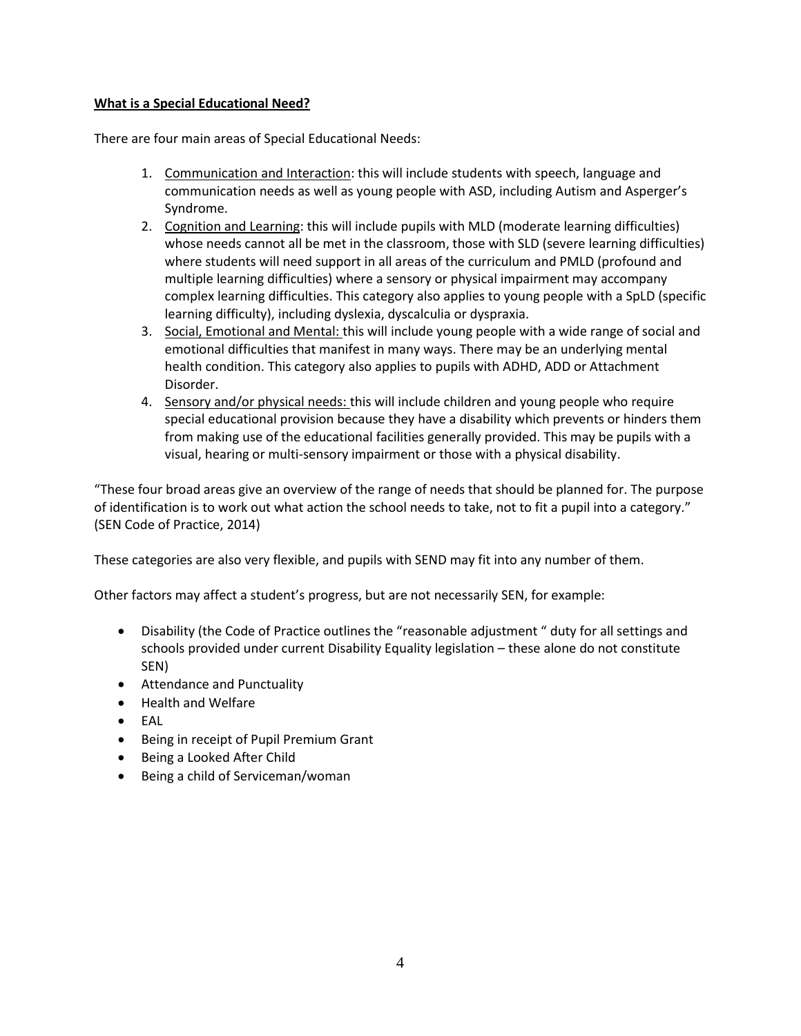## **What is a Special Educational Need?**

There are four main areas of Special Educational Needs:

1. Communication and Interaction: this will include students with speech, language and communication needs as well as young people with ASD, including Autism and Asperger's Syndrome.
2. Cognition and Learning: this will include pupils with MLD (moderate learning difficulties) whose needs cannot all be met in the classroom, those with SLD (severe learning difficulties) where students will need support in all areas of the curriculum and PMLD (profound and multiple learning difficulties) where a sensory or physical impairment may accompany complex learning difficulties. This category also applies to young people with a SpLD (specific learning difficulty), including dyslexia, dyscalculia or dyspraxia.
3. Social, Emotional and Mental: this will include young people with a wide range of social and emotional difficulties that manifest in many ways. There may be an underlying mental health condition. This category also applies to pupils with ADHD, ADD or Attachment Disorder.
4. Sensory and/or physical needs: this will include children and young people who require special educational provision because they have a disability which prevents or hinders them from making use of the educational facilities generally provided. This may be pupils with a visual, hearing or multi-sensory impairment or those with a physical disability.

"These four broad areas give an overview of the range of needs that should be planned for. The purpose of identification is to work out what action the school needs to take, not to fit a pupil into a category." (SEN Code of Practice, 2014)

These categories are also very flexible, and pupils with SEND may fit into any number of them.

Other factors may affect a student's progress, but are not necessarily SEN, for example:

- Disability (the Code of Practice outlines the "reasonable adjustment " duty for all settings and schools provided under current Disability Equality legislation – these alone do not constitute SEN)
- Attendance and Punctuality
- Health and Welfare
- EAL
- Being in receipt of Pupil Premium Grant
- Being a Looked After Child
- Being a child of Serviceman/woman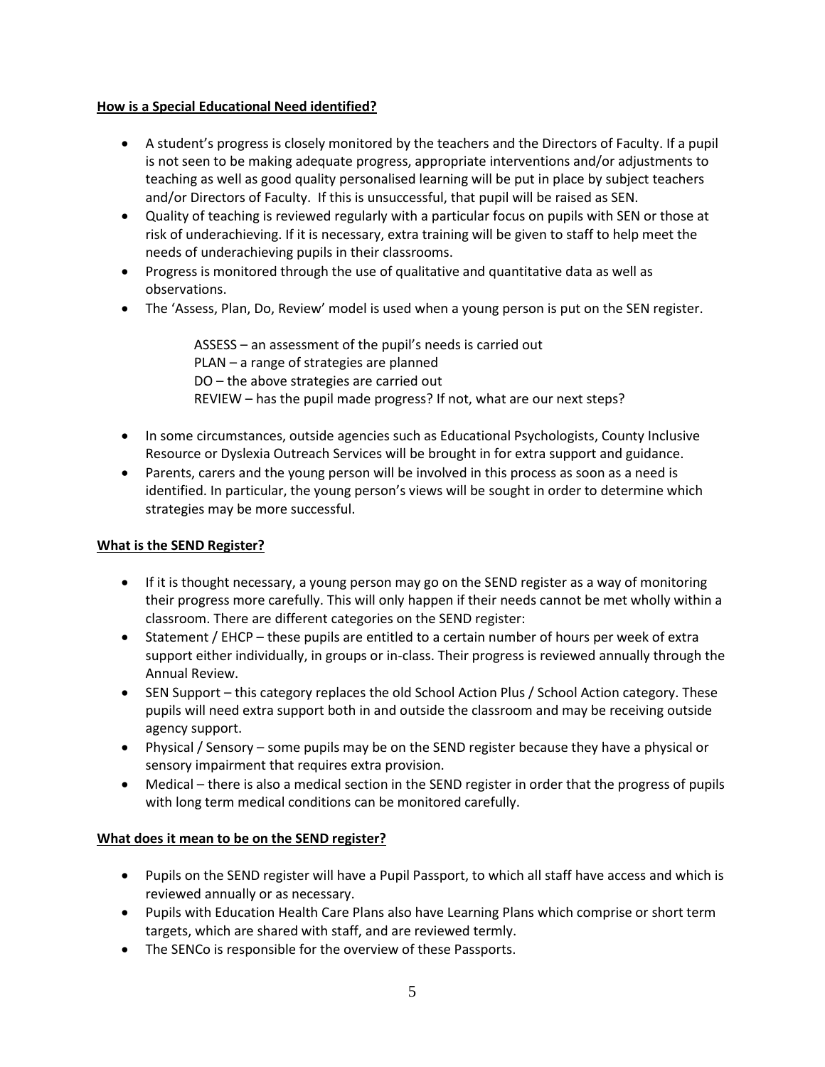**How is a Special Educational Need identified?**

- A student's progress is closely monitored by the teachers and the Directors of Faculty. If a pupil is not seen to be making adequate progress, appropriate interventions and/or adjustments to teaching as well as good quality personalised learning will be put in place by subject teachers and/or Directors of Faculty. If this is unsuccessful, that pupil will be raised as SEN.
- Quality of teaching is reviewed regularly with a particular focus on pupils with SEN or those at risk of underachieving. If it is necessary, extra training will be given to staff to help meet the needs of underachieving pupils in their classrooms.
- Progress is monitored through the use of qualitative and quantitative data as well as observations.
- The 'Assess, Plan, Do, Review' model is used when a young person is put on the SEN register.

  ASSESS – an assessment of the pupil's needs is carried out
  PLAN – a range of strategies are planned
  DO – the above strategies are carried out
  REVIEW – has the pupil made progress? If not, what are our next steps?

- In some circumstances, outside agencies such as Educational Psychologists, County Inclusive Resource or Dyslexia Outreach Services will be brought in for extra support and guidance.
- Parents, carers and the young person will be involved in this process as soon as a need is identified. In particular, the young person's views will be sought in order to determine which strategies may be more successful.

**What is the SEND Register?**

- If it is thought necessary, a young person may go on the SEND register as a way of monitoring their progress more carefully. This will only happen if their needs cannot be met wholly within a classroom. There are different categories on the SEND register:
- Statement / EHCP – these pupils are entitled to a certain number of hours per week of extra support either individually, in groups or in-class. Their progress is reviewed annually through the Annual Review.
- SEN Support – this category replaces the old School Action Plus / School Action category. These pupils will need extra support both in and outside the classroom and may be receiving outside agency support.
- Physical / Sensory – some pupils may be on the SEND register because they have a physical or sensory impairment that requires extra provision.
- Medical – there is also a medical section in the SEND register in order that the progress of pupils with long term medical conditions can be monitored carefully.

**What does it mean to be on the SEND register?**

- Pupils on the SEND register will have a Pupil Passport, to which all staff have access and which is reviewed annually or as necessary.
- Pupils with Education Health Care Plans also have Learning Plans which comprise or short term targets, which are shared with staff, and are reviewed termly.
- The SENCo is responsible for the overview of these Passports.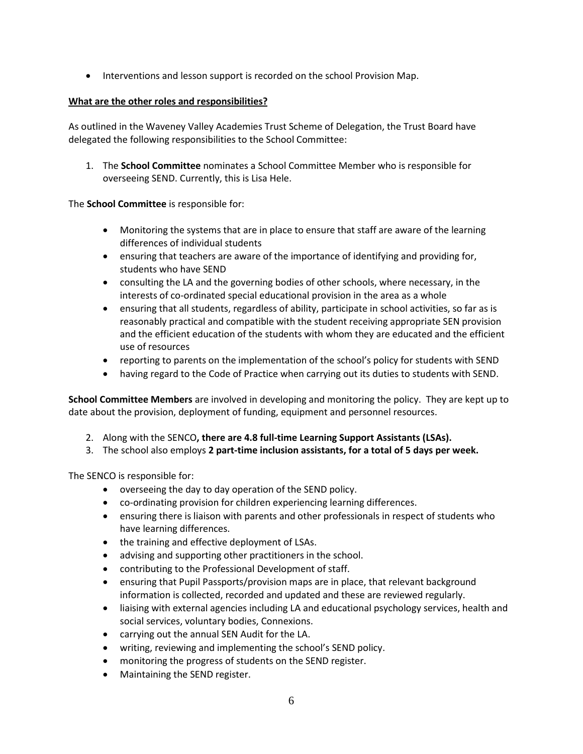- Interventions and lesson support is recorded on the school Provision Map.

**What are the other roles and responsibilities?**

As outlined in the Waveney Valley Academies Trust Scheme of Delegation, the Trust Board have delegated the following responsibilities to the School Committee:

1. The **School Committee** nominates a School Committee Member who is responsible for overseeing SEND. Currently, this is Lisa Hele.

The **School Committee** is responsible for:

- Monitoring the systems that are in place to ensure that staff are aware of the learning differences of individual students
- ensuring that teachers are aware of the importance of identifying and providing for, students who have SEND
- consulting the LA and the governing bodies of other schools, where necessary, in the interests of co-ordinated special educational provision in the area as a whole
- ensuring that all students, regardless of ability, participate in school activities, so far as is reasonably practical and compatible with the student receiving appropriate SEN provision and the efficient education of the students with whom they are educated and the efficient use of resources
- reporting to parents on the implementation of the school's policy for students with SEND
- having regard to the Code of Practice when carrying out its duties to students with SEND.

**School Committee Members** are involved in developing and monitoring the policy. They are kept up to date about the provision, deployment of funding, equipment and personnel resources.

2. Along with the SENCO**, there are 4.8 full-time Learning Support Assistants (LSAs).**
3. The school also employs **2 part-time inclusion assistants, for a total of 5 days per week.**

The SENCO is responsible for:

- overseeing the day to day operation of the SEND policy.
- co-ordinating provision for children experiencing learning differences.
- ensuring there is liaison with parents and other professionals in respect of students who have learning differences.
- the training and effective deployment of LSAs.
- advising and supporting other practitioners in the school.
- contributing to the Professional Development of staff.
- ensuring that Pupil Passports/provision maps are in place, that relevant background information is collected, recorded and updated and these are reviewed regularly.
- liaising with external agencies including LA and educational psychology services, health and social services, voluntary bodies, Connexions.
- carrying out the annual SEN Audit for the LA.
- writing, reviewing and implementing the school's SEND policy.
- monitoring the progress of students on the SEND register.
- Maintaining the SEND register.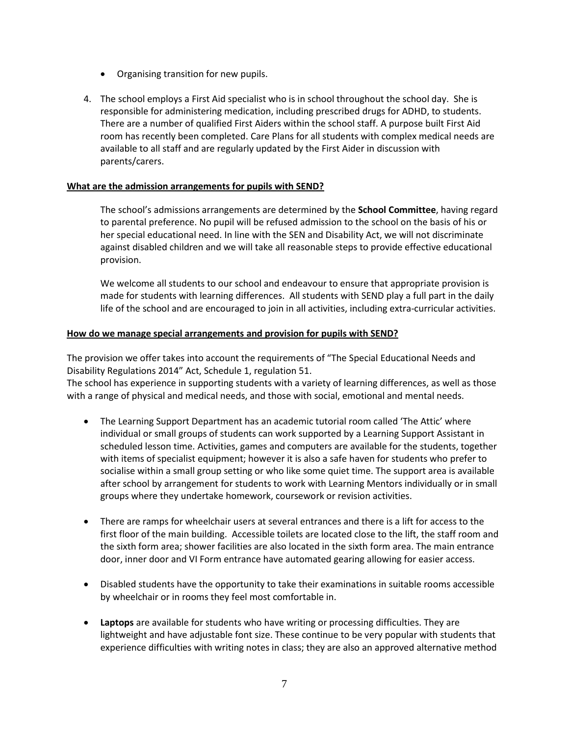- Organising transition for new pupils.

4. The school employs a First Aid specialist who is in school throughout the school day. She is responsible for administering medication, including prescribed drugs for ADHD, to students. There are a number of qualified First Aiders within the school staff. A purpose built First Aid room has recently been completed. Care Plans for all students with complex medical needs are available to all staff and are regularly updated by the First Aider in discussion with parents/carers.

**What are the admission arrangements for pupils with SEND?**

The school's admissions arrangements are determined by the **School Committee**, having regard to parental preference. No pupil will be refused admission to the school on the basis of his or her special educational need. In line with the SEN and Disability Act, we will not discriminate against disabled children and we will take all reasonable steps to provide effective educational provision.

We welcome all students to our school and endeavour to ensure that appropriate provision is made for students with learning differences. All students with SEND play a full part in the daily life of the school and are encouraged to join in all activities, including extra-curricular activities.

**How do we manage special arrangements and provision for pupils with SEND?**

The provision we offer takes into account the requirements of "The Special Educational Needs and Disability Regulations 2014" Act, Schedule 1, regulation 51.
The school has experience in supporting students with a variety of learning differences, as well as those with a range of physical and medical needs, and those with social, emotional and mental needs.

- The Learning Support Department has an academic tutorial room called 'The Attic' where individual or small groups of students can work supported by a Learning Support Assistant in scheduled lesson time. Activities, games and computers are available for the students, together with items of specialist equipment; however it is also a safe haven for students who prefer to socialise within a small group setting or who like some quiet time. The support area is available after school by arrangement for students to work with Learning Mentors individually or in small groups where they undertake homework, coursework or revision activities.

- There are ramps for wheelchair users at several entrances and there is a lift for access to the first floor of the main building. Accessible toilets are located close to the lift, the staff room and the sixth form area; shower facilities are also located in the sixth form area. The main entrance door, inner door and VI Form entrance have automated gearing allowing for easier access.

- Disabled students have the opportunity to take their examinations in suitable rooms accessible by wheelchair or in rooms they feel most comfortable in.

- **Laptops** are available for students who have writing or processing difficulties. They are lightweight and have adjustable font size. These continue to be very popular with students that experience difficulties with writing notes in class; they are also an approved alternative method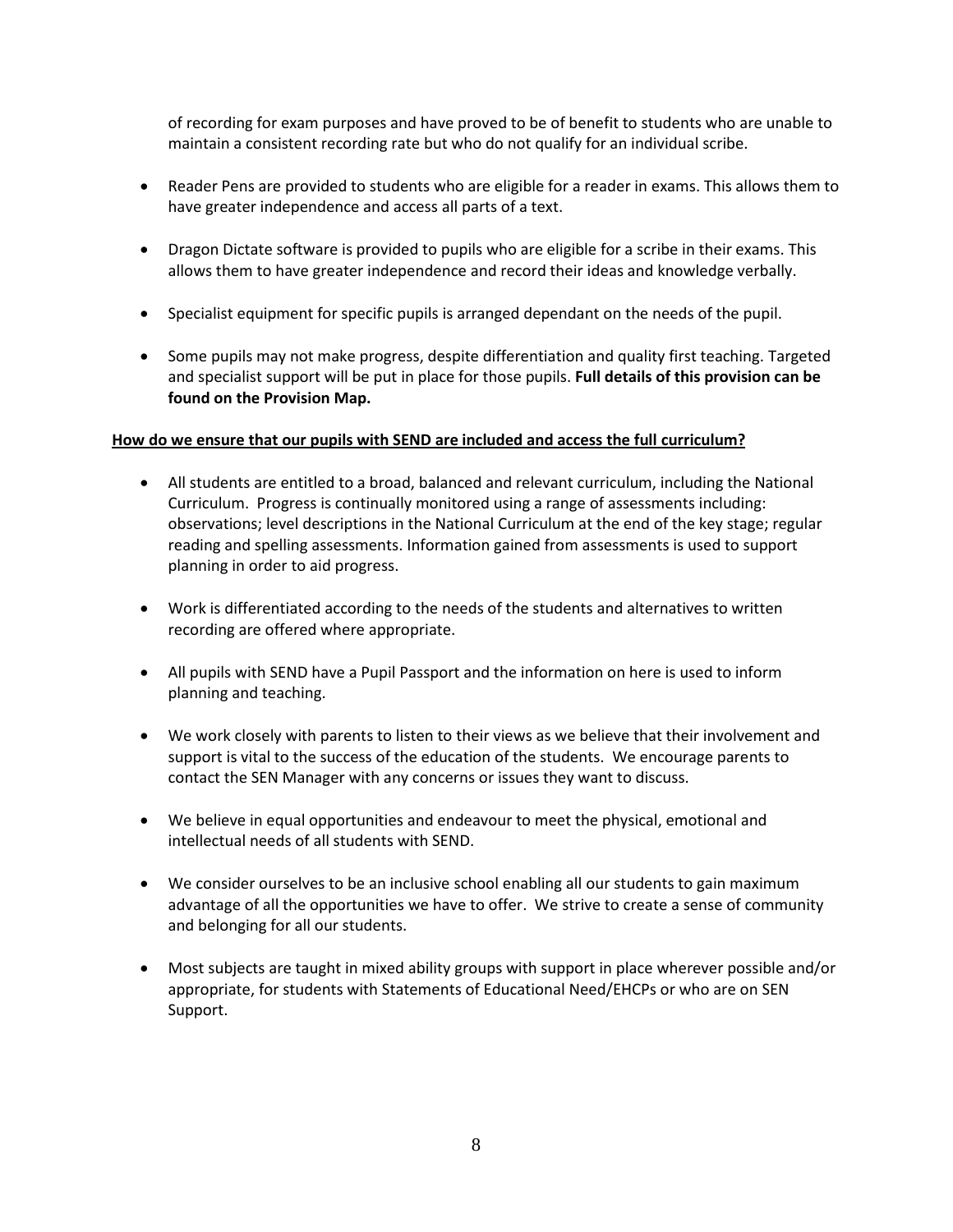of recording for exam purposes and have proved to be of benefit to students who are unable to maintain a consistent recording rate but who do not qualify for an individual scribe.

- Reader Pens are provided to students who are eligible for a reader in exams. This allows them to have greater independence and access all parts of a text.
- Dragon Dictate software is provided to pupils who are eligible for a scribe in their exams. This allows them to have greater independence and record their ideas and knowledge verbally.
- Specialist equipment for specific pupils is arranged dependant on the needs of the pupil.
- Some pupils may not make progress, despite differentiation and quality first teaching. Targeted and specialist support will be put in place for those pupils. **Full details of this provision can be found on the Provision Map.**

**How do we ensure that our pupils with SEND are included and access the full curriculum?**

- All students are entitled to a broad, balanced and relevant curriculum, including the National Curriculum. Progress is continually monitored using a range of assessments including: observations; level descriptions in the National Curriculum at the end of the key stage; regular reading and spelling assessments. Information gained from assessments is used to support planning in order to aid progress.
- Work is differentiated according to the needs of the students and alternatives to written recording are offered where appropriate.
- All pupils with SEND have a Pupil Passport and the information on here is used to inform planning and teaching.
- We work closely with parents to listen to their views as we believe that their involvement and support is vital to the success of the education of the students. We encourage parents to contact the SEN Manager with any concerns or issues they want to discuss.
- We believe in equal opportunities and endeavour to meet the physical, emotional and intellectual needs of all students with SEND.
- We consider ourselves to be an inclusive school enabling all our students to gain maximum advantage of all the opportunities we have to offer. We strive to create a sense of community and belonging for all our students.
- Most subjects are taught in mixed ability groups with support in place wherever possible and/or appropriate, for students with Statements of Educational Need/EHCPs or who are on SEN Support.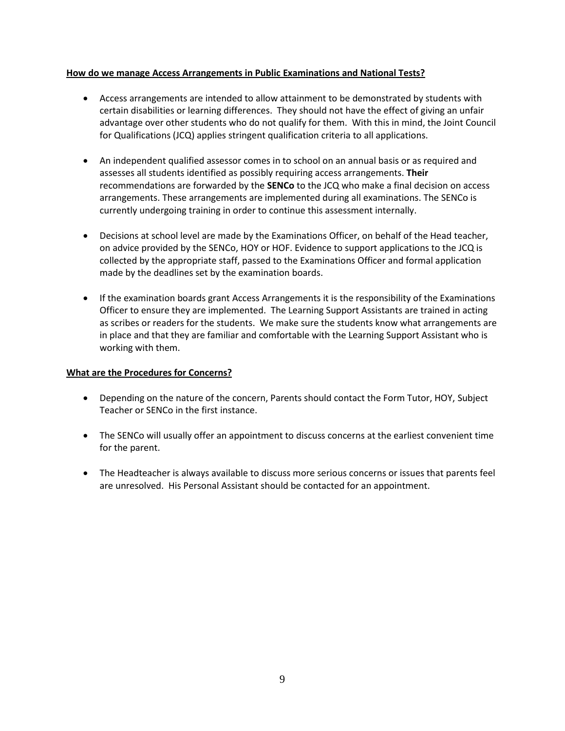**How do we manage Access Arrangements in Public Examinations and National Tests?**

- Access arrangements are intended to allow attainment to be demonstrated by students with certain disabilities or learning differences. They should not have the effect of giving an unfair advantage over other students who do not qualify for them. With this in mind, the Joint Council for Qualifications (JCQ) applies stringent qualification criteria to all applications.

- An independent qualified assessor comes in to school on an annual basis or as required and assesses all students identified as possibly requiring access arrangements. **Their** recommendations are forwarded by the **SENCo** to the JCQ who make a final decision on access arrangements. These arrangements are implemented during all examinations. The SENCo is currently undergoing training in order to continue this assessment internally.

- Decisions at school level are made by the Examinations Officer, on behalf of the Head teacher, on advice provided by the SENCo, HOY or HOF. Evidence to support applications to the JCQ is collected by the appropriate staff, passed to the Examinations Officer and formal application made by the deadlines set by the examination boards.

- If the examination boards grant Access Arrangements it is the responsibility of the Examinations Officer to ensure they are implemented. The Learning Support Assistants are trained in acting as scribes or readers for the students. We make sure the students know what arrangements are in place and that they are familiar and comfortable with the Learning Support Assistant who is working with them.

**What are the Procedures for Concerns?**

- Depending on the nature of the concern, Parents should contact the Form Tutor, HOY, Subject Teacher or SENCo in the first instance.

- The SENCo will usually offer an appointment to discuss concerns at the earliest convenient time for the parent.

- The Headteacher is always available to discuss more serious concerns or issues that parents feel are unresolved. His Personal Assistant should be contacted for an appointment.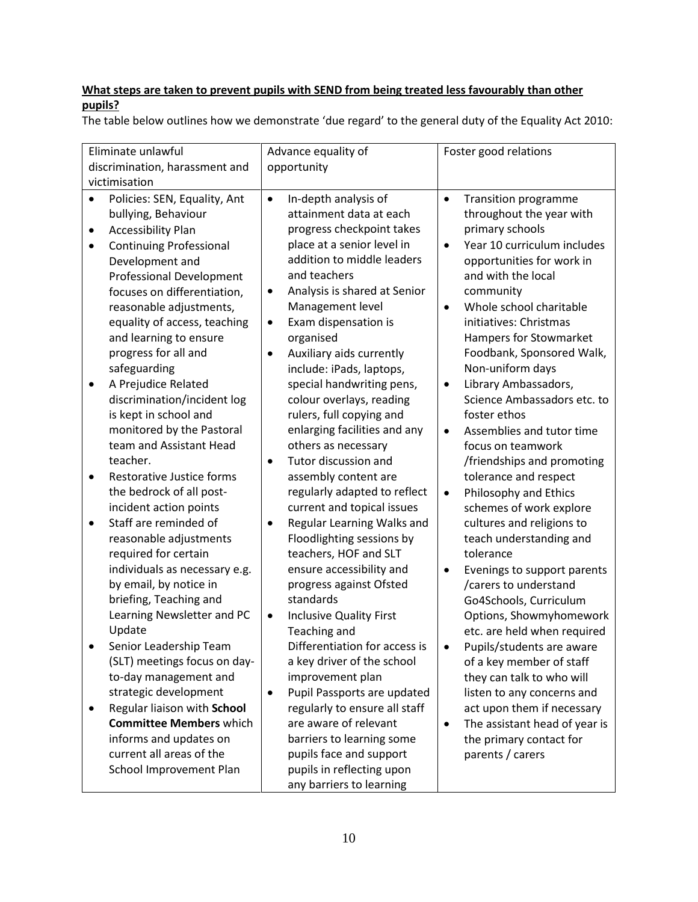**What steps are taken to prevent pupils with SEND from being treated less favourably than other pupils?**

The table below outlines how we demonstrate 'due regard' to the general duty of the Equality Act 2010:

| Eliminate unlawful discrimination, harassment and victimisation | Advance equality of opportunity | Foster good relations |
|---|---|---|
| • Policies: SEN, Equality, Ant bullying, Behaviour<br>• Accessibility Plan<br>• Continuing Professional Development and Professional Development focuses on differentiation, reasonable adjustments, equality of access, teaching and learning to ensure progress for all and safeguarding<br>• A Prejudice Related discrimination/incident log is kept in school and monitored by the Pastoral team and Assistant Head teacher.<br>• Restorative Justice forms the bedrock of all post-incident action points<br>• Staff are reminded of reasonable adjustments required for certain individuals as necessary e.g. by email, by notice in briefing, Teaching and Learning Newsletter and PC Update<br>• Senior Leadership Team (SLT) meetings focus on day-to-day management and strategic development<br>• Regular liaison with **School Committee Members** which informs and updates on current all areas of the School Improvement Plan | • In-depth analysis of attainment data at each progress checkpoint takes place at a senior level in addition to middle leaders and teachers<br>• Analysis is shared at Senior Management level<br>• Exam dispensation is organised<br>• Auxiliary aids currently include: iPads, laptops, special handwriting pens, colour overlays, reading rulers, full copying and enlarging facilities and any others as necessary<br>• Tutor discussion and assembly content are regularly adapted to reflect current and topical issues<br>• Regular Learning Walks and Floodlighting sessions by teachers, HOF and SLT ensure accessibility and progress against Ofsted standards<br>• Inclusive Quality First Teaching and Differentiation for access is a key driver of the school improvement plan<br>• Pupil Passports are updated regularly to ensure all staff are aware of relevant barriers to learning some pupils face and support pupils in reflecting upon any barriers to learning | • Transition programme throughout the year with primary schools<br>• Year 10 curriculum includes opportunities for work in and with the local community<br>• Whole school charitable initiatives: Christmas Hampers for Stowmarket Foodbank, Sponsored Walk, Non-uniform days<br>• Library Ambassadors, Science Ambassadors etc. to foster ethos<br>• Assemblies and tutor time focus on teamwork /friendships and promoting tolerance and respect<br>• Philosophy and Ethics schemes of work explore cultures and religions to teach understanding and tolerance<br>• Evenings to support parents /carers to understand Go4Schools, Curriculum Options, Showmyhomework etc. are held when required<br>• Pupils/students are aware of a key member of staff they can talk to who will listen to any concerns and act upon them if necessary<br>• The assistant head of year is the primary contact for parents / carers |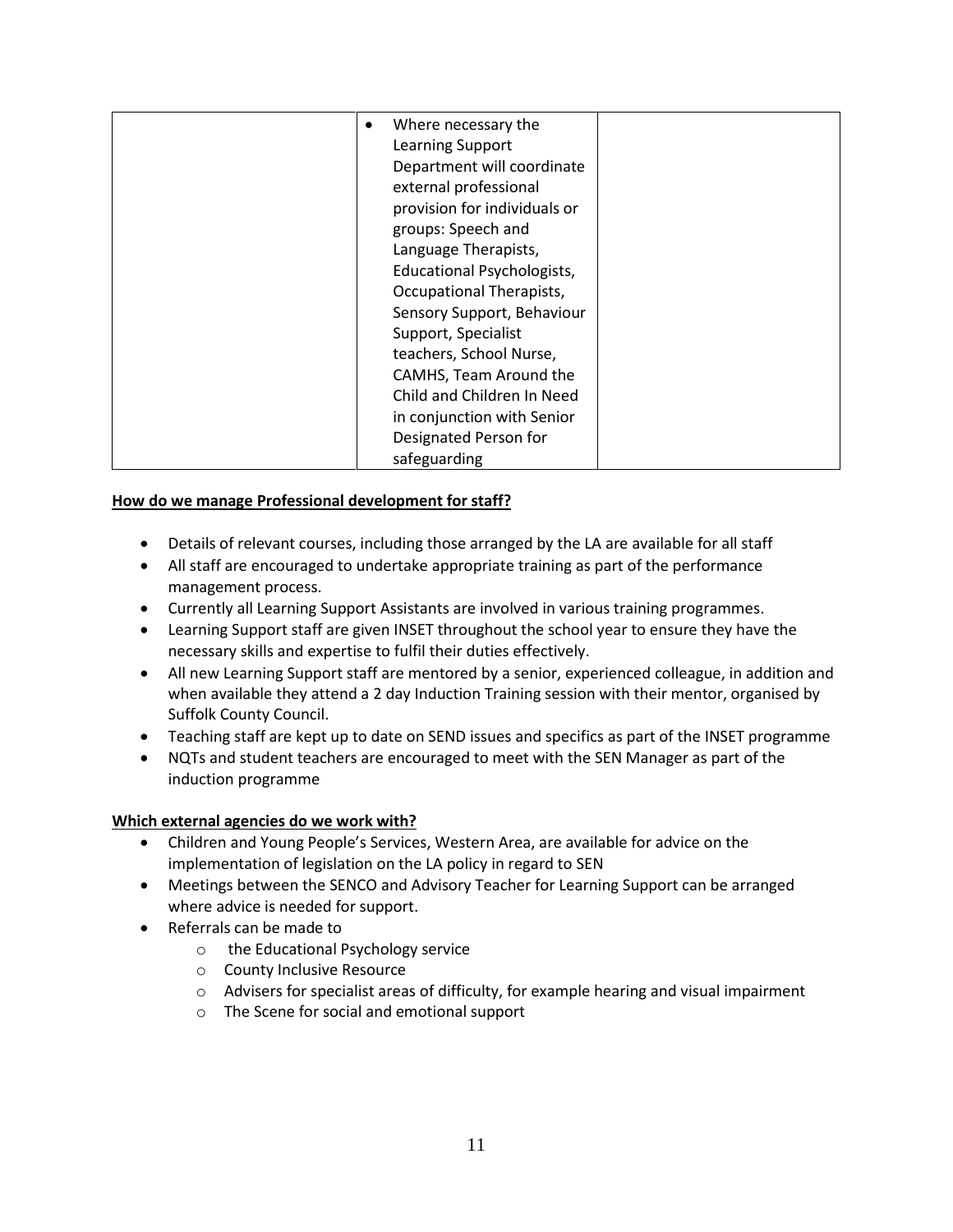| | | |
|---|---|---|
| | • Where necessary the Learning Support Department will coordinate external professional provision for individuals or groups: Speech and Language Therapists, Educational Psychologists, Occupational Therapists, Sensory Support, Behaviour Support, Specialist teachers, School Nurse, CAMHS, Team Around the Child and Children In Need in conjunction with Senior Designated Person for safeguarding | |

**How do we manage Professional development for staff?**

- Details of relevant courses, including those arranged by the LA are available for all staff
- All staff are encouraged to undertake appropriate training as part of the performance management process.
- Currently all Learning Support Assistants are involved in various training programmes.
- Learning Support staff are given INSET throughout the school year to ensure they have the necessary skills and expertise to fulfil their duties effectively.
- All new Learning Support staff are mentored by a senior, experienced colleague, in addition and when available they attend a 2 day Induction Training session with their mentor, organised by Suffolk County Council.
- Teaching staff are kept up to date on SEND issues and specifics as part of the INSET programme
- NQTs and student teachers are encouraged to meet with the SEN Manager as part of the induction programme

**Which external agencies do we work with?**

- Children and Young People's Services, Western Area, are available for advice on the implementation of legislation on the LA policy in regard to SEN
- Meetings between the SENCO and Advisory Teacher for Learning Support can be arranged where advice is needed for support.
- Referrals can be made to
    - the Educational Psychology service
    - County Inclusive Resource
    - Advisers for specialist areas of difficulty, for example hearing and visual impairment
    - The Scene for social and emotional support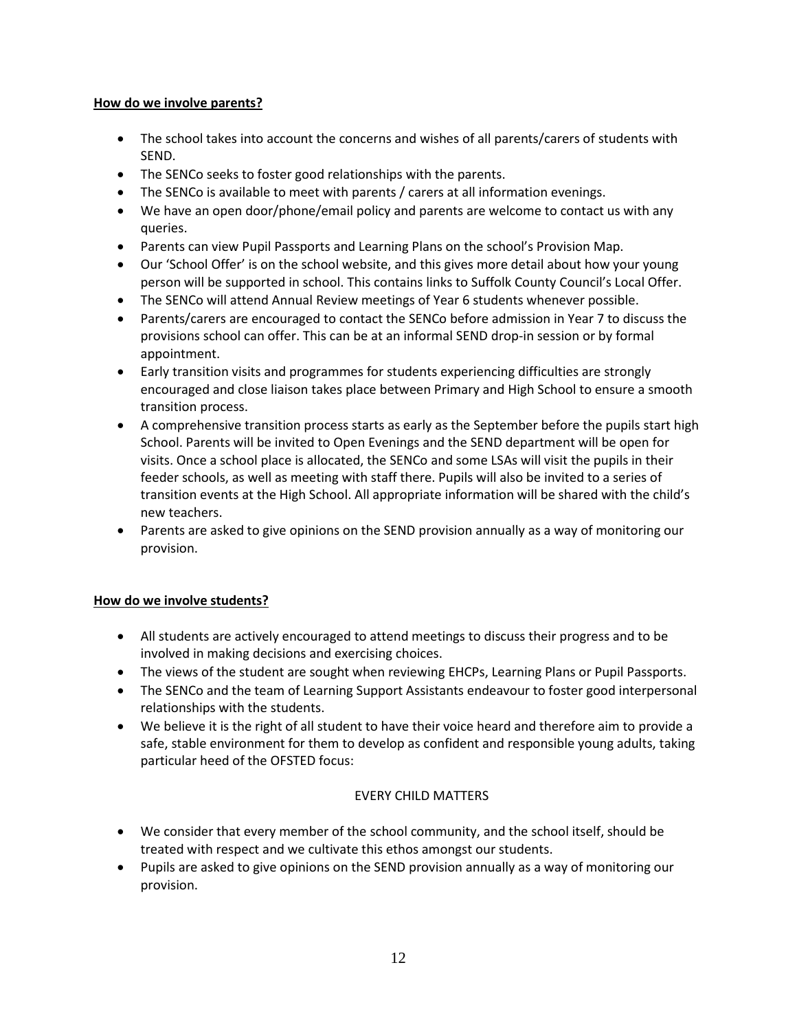**How do we involve parents?**

- The school takes into account the concerns and wishes of all parents/carers of students with SEND.
- The SENCo seeks to foster good relationships with the parents.
- The SENCo is available to meet with parents / carers at all information evenings.
- We have an open door/phone/email policy and parents are welcome to contact us with any queries.
- Parents can view Pupil Passports and Learning Plans on the school's Provision Map.
- Our 'School Offer' is on the school website, and this gives more detail about how your young person will be supported in school. This contains links to Suffolk County Council's Local Offer.
- The SENCo will attend Annual Review meetings of Year 6 students whenever possible.
- Parents/carers are encouraged to contact the SENCo before admission in Year 7 to discuss the provisions school can offer. This can be at an informal SEND drop-in session or by formal appointment.
- Early transition visits and programmes for students experiencing difficulties are strongly encouraged and close liaison takes place between Primary and High School to ensure a smooth transition process.
- A comprehensive transition process starts as early as the September before the pupils start high School. Parents will be invited to Open Evenings and the SEND department will be open for visits. Once a school place is allocated, the SENCo and some LSAs will visit the pupils in their feeder schools, as well as meeting with staff there. Pupils will also be invited to a series of transition events at the High School. All appropriate information will be shared with the child's new teachers.
- Parents are asked to give opinions on the SEND provision annually as a way of monitoring our provision.

**How do we involve students?**

- All students are actively encouraged to attend meetings to discuss their progress and to be involved in making decisions and exercising choices.
- The views of the student are sought when reviewing EHCPs, Learning Plans or Pupil Passports.
- The SENCo and the team of Learning Support Assistants endeavour to foster good interpersonal relationships with the students.
- We believe it is the right of all student to have their voice heard and therefore aim to provide a safe, stable environment for them to develop as confident and responsible young adults, taking particular heed of the OFSTED focus:

EVERY CHILD MATTERS

- We consider that every member of the school community, and the school itself, should be treated with respect and we cultivate this ethos amongst our students.
- Pupils are asked to give opinions on the SEND provision annually as a way of monitoring our provision.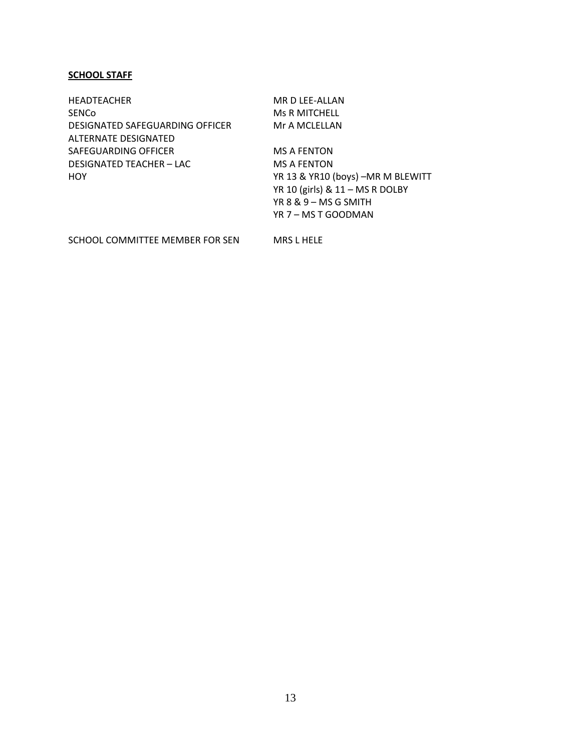**SCHOOL STAFF**

| | |
|---|---|
| HEADTEACHER | MR D LEE-ALLAN |
| SENCo | Ms R MITCHELL |
| DESIGNATED SAFEGUARDING OFFICER | Mr A MCLELLAN |
| ALTERNATE DESIGNATED SAFEGUARDING OFFICER | MS A FENTON |
| DESIGNATED TEACHER – LAC | MS A FENTON |
| HOY | YR 13 & YR10 (boys) –MR M BLEWITT<br>YR 10 (girls) & 11 – MS R DOLBY<br>YR 8 & 9 – MS G SMITH<br>YR 7 – MS T GOODMAN |
| SCHOOL COMMITTEE MEMBER FOR SEN | MRS L HELE |